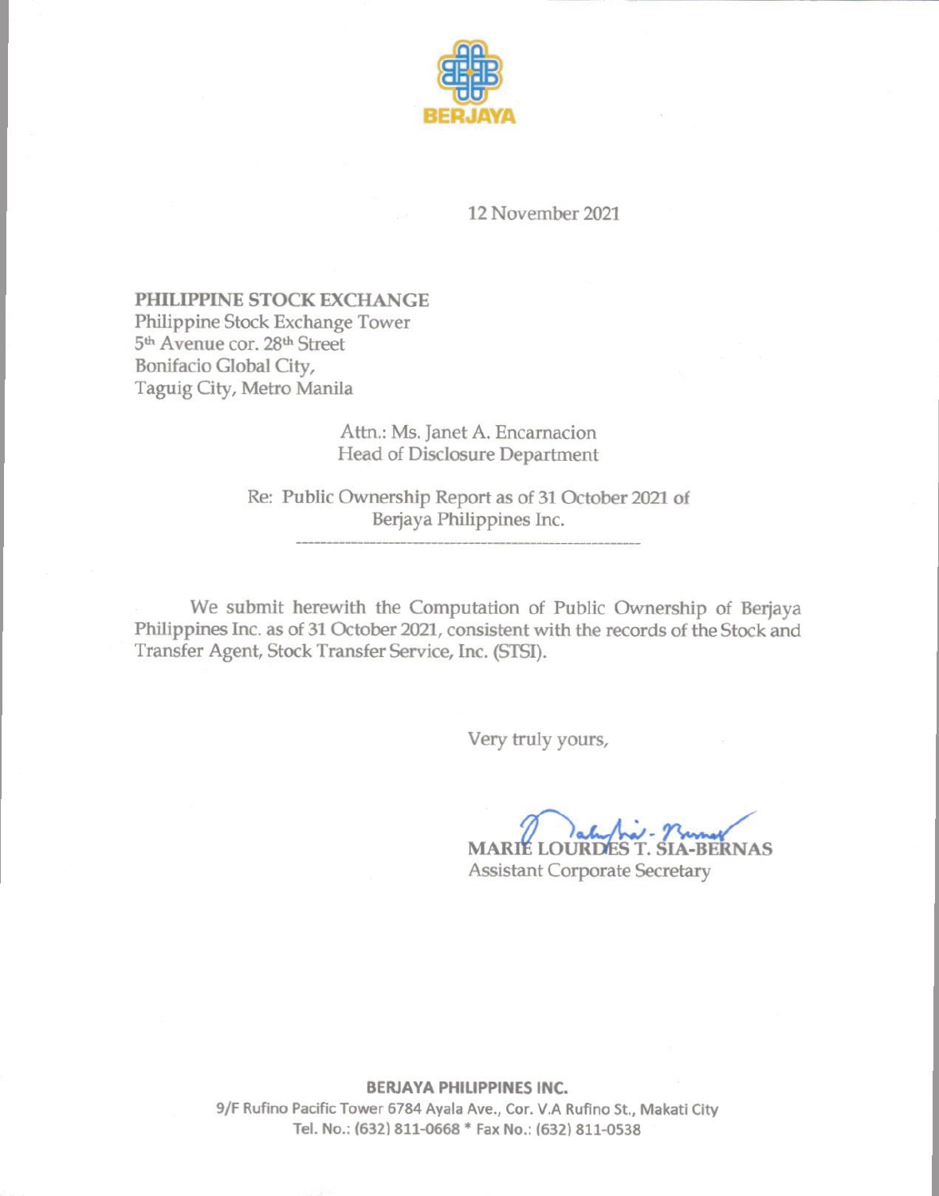BERJAYA

12 November 2021

**PHILIPPINE STOCK EXCHANGE**
Philippine Stock Exchange Tower
5th Avenue cor. 28th Street
Bonifacio Global City,
Taguig City, Metro Manila

Attn.: Ms. Janet A. Encarnacion
Head of Disclosure Department

Re: Public Ownership Report as of 31 October 2021 of Berjaya Philippines Inc.

We submit herewith the Computation of Public Ownership of Berjaya Philippines Inc. as of 31 October 2021, consistent with the records of the Stock and Transfer Agent, Stock Transfer Service, Inc. (STSI).

Very truly yours,

**MARIE LOURDES T. SIA-BERNAS**
Assistant Corporate Secretary

**BERJAYA PHILIPPINES INC.**
9/F Rufino Pacific Tower 6784 Ayala Ave., Cor. V.A Rufino St., Makati City
Tel. No.: (632) 811-0668 * Fax No.: (632) 811-0538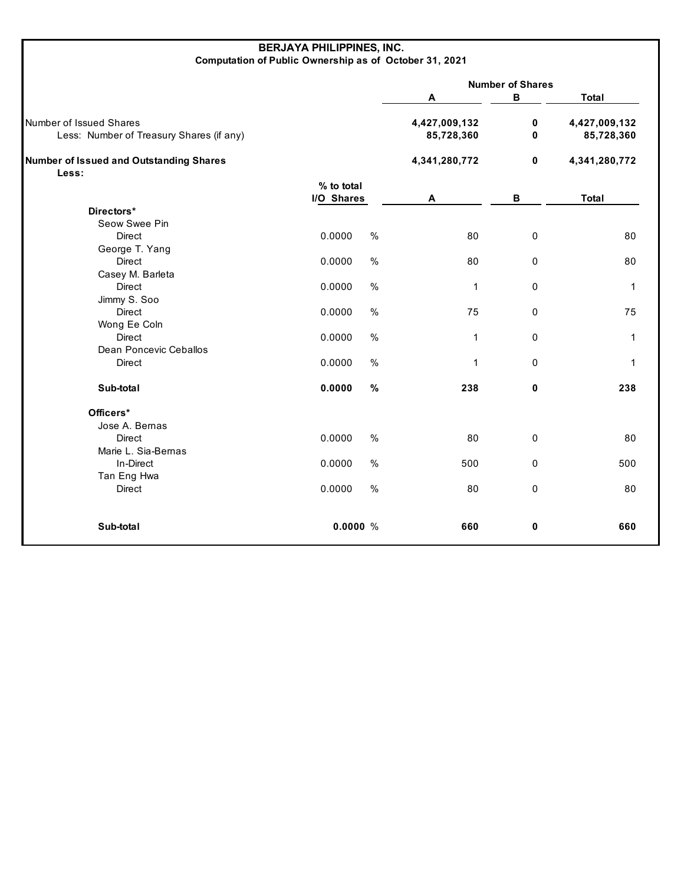**BERJAYA PHILIPPINES, INC.**
**Computation of Public Ownership as of October 31, 2021**

| | | Number of Shares | | |
|---|---|---|---|---|
| | | **A** | **B** | **Total** |
| Number of Issued Shares | | 4,427,009,132 | 0 | 4,427,009,132 |
| Less: Number of Treasury Shares (if any) | | 85,728,360 | 0 | 85,728,360 |
| **Number of Issued and Outstanding Shares** | | **4,341,280,772** | **0** | **4,341,280,772** |
| **Less:** | | | | |
| | **% to total I/O Shares** | **A** | **B** | **Total** |
| **Directors*** | | | | |
| Seow Swee Pin | | | | |
| Direct | 0.0000 % | 80 | 0 | 80 |
| George T. Yang | | | | |
| Direct | 0.0000 % | 80 | 0 | 80 |
| Casey M. Barleta | | | | |
| Direct | 0.0000 % | 1 | 0 | 1 |
| Jimmy S. Soo | | | | |
| Direct | 0.0000 % | 75 | 0 | 75 |
| Wong Ee Coln | | | | |
| Direct | 0.0000 % | 1 | 0 | 1 |
| Dean Poncevic Ceballos | | | | |
| Direct | 0.0000 % | 1 | 0 | 1 |
| **Sub-total** | **0.0000 %** | **238** | **0** | **238** |
| **Officers*** | | | | |
| Jose A. Bernas | | | | |
| Direct | 0.0000 % | 80 | 0 | 80 |
| Marie L. Sia-Bernas | | | | |
| In-Direct | 0.0000 % | 500 | 0 | 500 |
| Tan Eng Hwa | | | | |
| Direct | 0.0000 % | 80 | 0 | 80 |
| **Sub-total** | **0.0000 %** | **660** | **0** | **660** |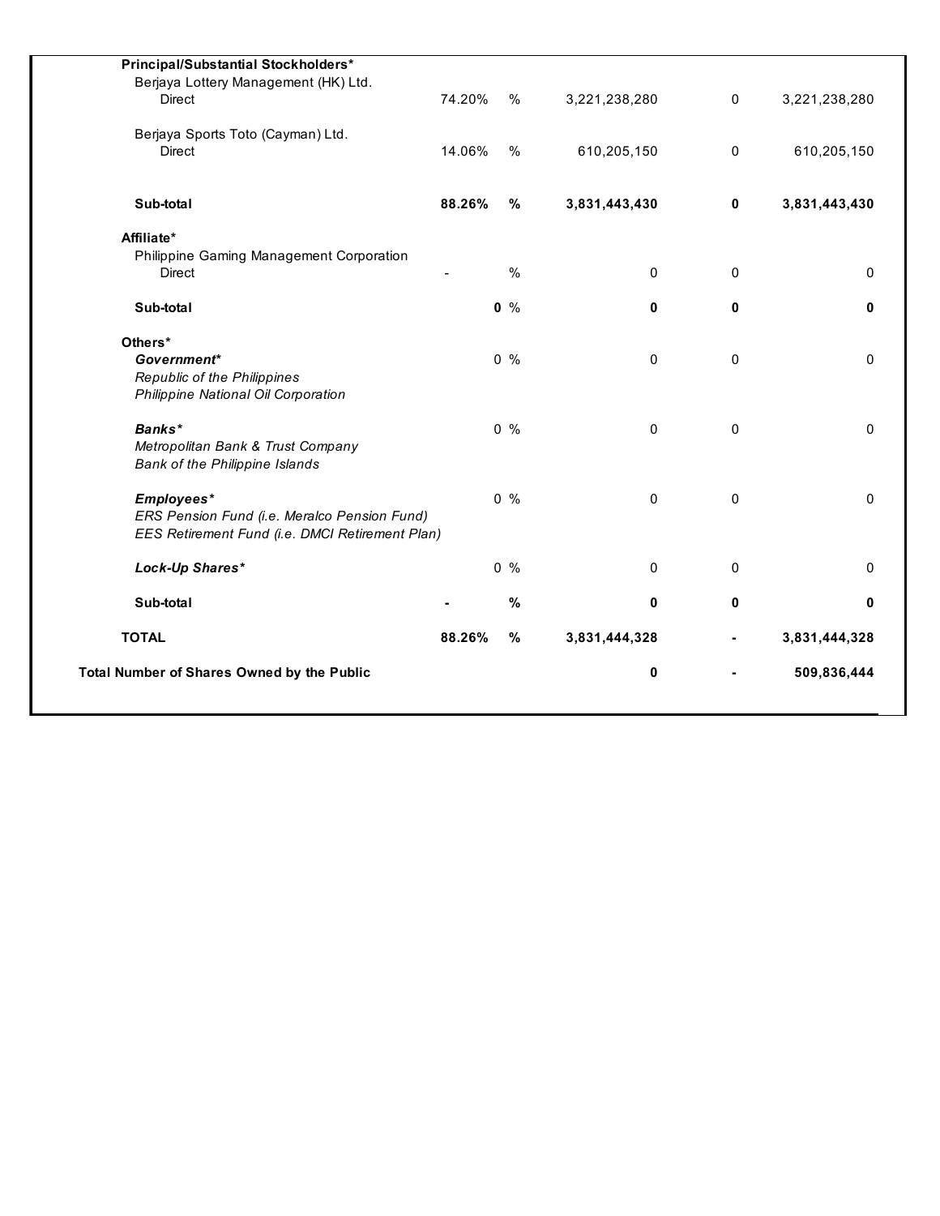| | | | | | |
|---|---|---|---|---|---|
| **Principal/Substantial Stockholders*** | | | | | |
| Berjaya Lottery Management (HK) Ltd. | | | | | |
| Direct | 74.20% | % | 3,221,238,280 | 0 | 3,221,238,280 |
| Berjaya Sports Toto (Cayman) Ltd. | | | | | |
| Direct | 14.06% | % | 610,205,150 | 0 | 610,205,150 |
| **Sub-total** | **88.26%** | **%** | **3,831,443,430** | **0** | **3,831,443,430** |
| **Affiliate*** | | | | | |
| Philippine Gaming Management Corporation | | | | | |
| Direct | - | % | 0 | 0 | 0 |
| **Sub-total** | **0** | % | **0** | **0** | **0** |
| **Others*** | | | | | |
| ***Government**** | 0 | % | 0 | 0 | 0 |
| *Republic of the Philippines* | | | | | |
| *Philippine National Oil Corporation* | | | | | |
| ***Banks**** | 0 | % | 0 | 0 | 0 |
| *Metropolitan Bank & Trust Company* | | | | | |
| *Bank of the Philippine Islands* | | | | | |
| ***Employees**** | 0 | % | 0 | 0 | 0 |
| *ERS Pension Fund (i.e. Meralco Pension Fund)* | | | | | |
| *EES Retirement Fund (i.e. DMCI Retirement Plan)* | | | | | |
| ***Lock-Up Shares**** | 0 | % | 0 | 0 | 0 |
| **Sub-total** | **-** | **%** | **0** | **0** | **0** |
| **TOTAL** | **88.26%** | **%** | **3,831,444,328** | **-** | **3,831,444,328** |
| **Total Number of Shares Owned by the Public** | | | **0** | **-** | **509,836,444** |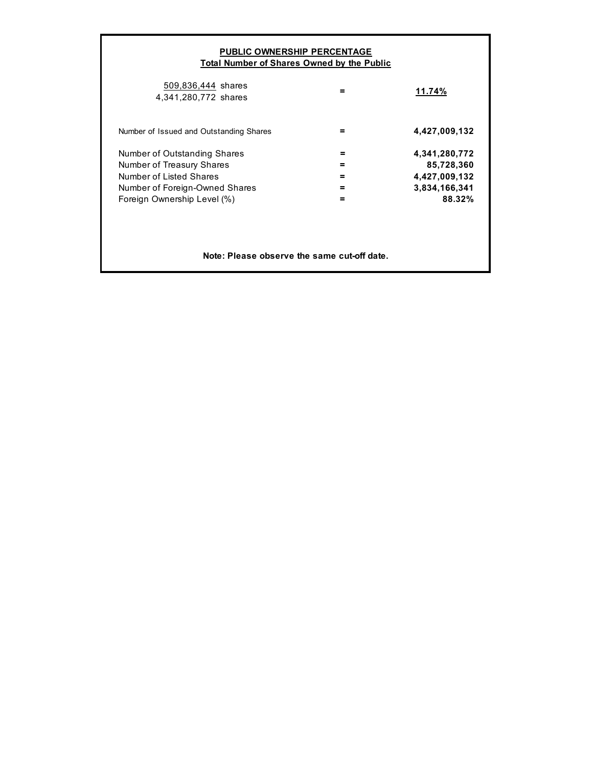**PUBLIC OWNERSHIP PERCENTAGE**

**Total Number of Shares Owned by the Public**

| | | |
|---|---|---|
| 509,836,444 shares / 4,341,280,772 shares | = | **11.74%** |
| Number of Issued and Outstanding Shares | = | **4,427,009,132** |
| Number of Outstanding Shares | = | **4,341,280,772** |
| Number of Treasury Shares | = | **85,728,360** |
| Number of Listed Shares | = | **4,427,009,132** |
| Number of Foreign-Owned Shares | = | **3,834,166,341** |
| Foreign Ownership Level (%) | = | **88.32%** |

**Note: Please observe the same cut-off date.**